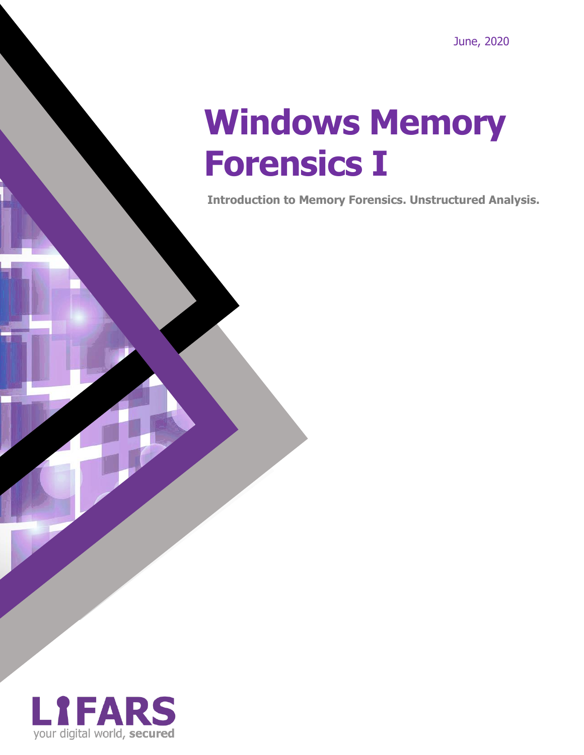June, 2020

# Windows Memory Forensics I

**Introduction to Memory Forensics. Unstructured Analysis.**

LIFARS
your digital world, **secured**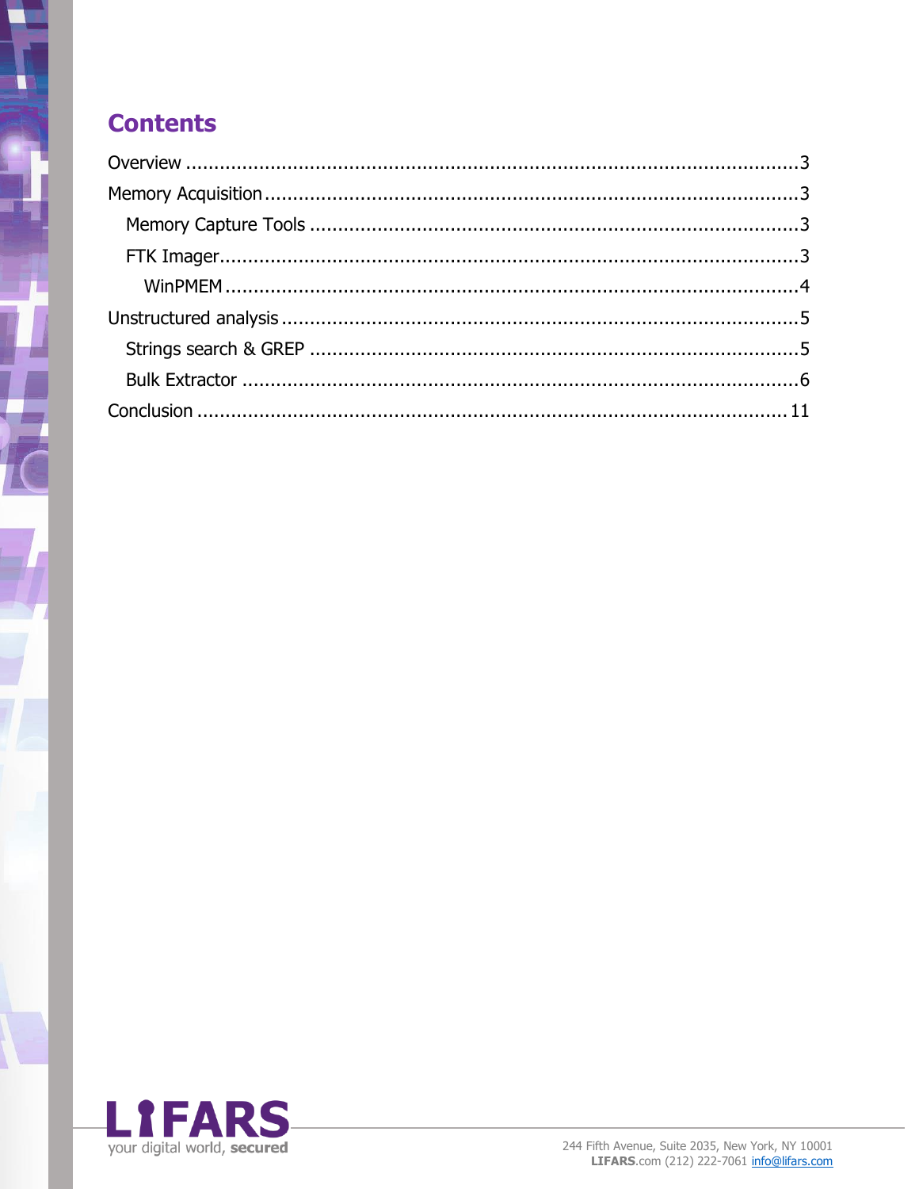# Contents

- Overview .......... 3
- Memory Acquisition .......... 3
  - Memory Capture Tools .......... 3
  - FTK Imager .......... 3
    - WinPMEM .......... 4
- Unstructured analysis .......... 5
  - Strings search & GREP .......... 5
  - Bulk Extractor .......... 6
- Conclusion .......... 11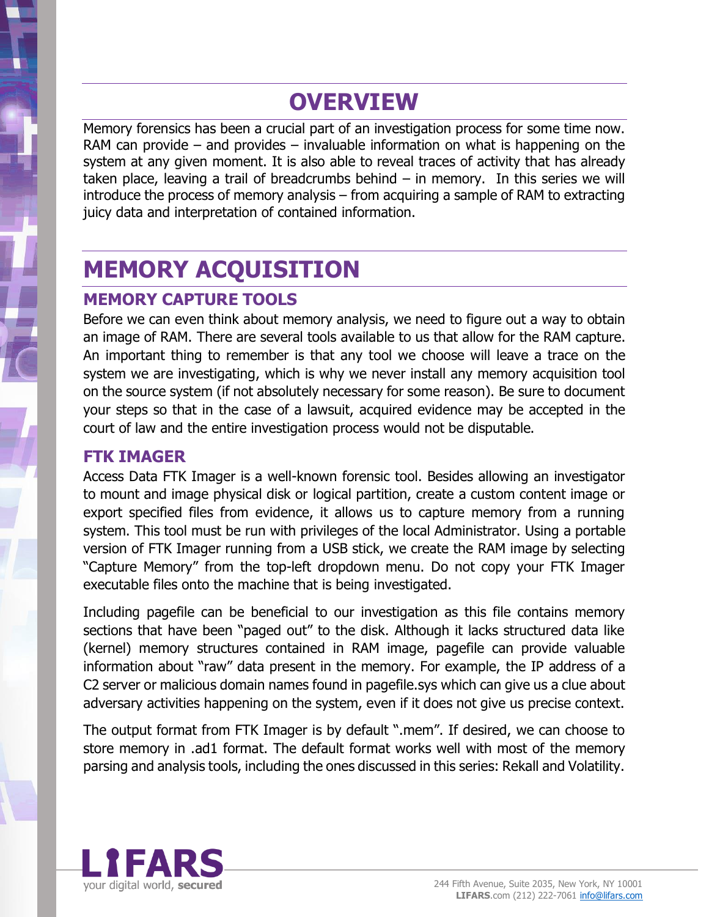# OVERVIEW

Memory forensics has been a crucial part of an investigation process for some time now. RAM can provide – and provides – invaluable information on what is happening on the system at any given moment. It is also able to reveal traces of activity that has already taken place, leaving a trail of breadcrumbs behind – in memory. In this series we will introduce the process of memory analysis – from acquiring a sample of RAM to extracting juicy data and interpretation of contained information.

# MEMORY ACQUISITION

## MEMORY CAPTURE TOOLS

Before we can even think about memory analysis, we need to figure out a way to obtain an image of RAM. There are several tools available to us that allow for the RAM capture. An important thing to remember is that any tool we choose will leave a trace on the system we are investigating, which is why we never install any memory acquisition tool on the source system (if not absolutely necessary for some reason). Be sure to document your steps so that in the case of a lawsuit, acquired evidence may be accepted in the court of law and the entire investigation process would not be disputable.

## FTK IMAGER

Access Data FTK Imager is a well-known forensic tool. Besides allowing an investigator to mount and image physical disk or logical partition, create a custom content image or export specified files from evidence, it allows us to capture memory from a running system. This tool must be run with privileges of the local Administrator. Using a portable version of FTK Imager running from a USB stick, we create the RAM image by selecting "Capture Memory" from the top-left dropdown menu. Do not copy your FTK Imager executable files onto the machine that is being investigated.

Including pagefile can be beneficial to our investigation as this file contains memory sections that have been "paged out" to the disk. Although it lacks structured data like (kernel) memory structures contained in RAM image, pagefile can provide valuable information about "raw" data present in the memory. For example, the IP address of a C2 server or malicious domain names found in pagefile.sys which can give us a clue about adversary activities happening on the system, even if it does not give us precise context.

The output format from FTK Imager is by default ".mem". If desired, we can choose to store memory in .ad1 format. The default format works well with most of the memory parsing and analysis tools, including the ones discussed in this series: Rekall and Volatility.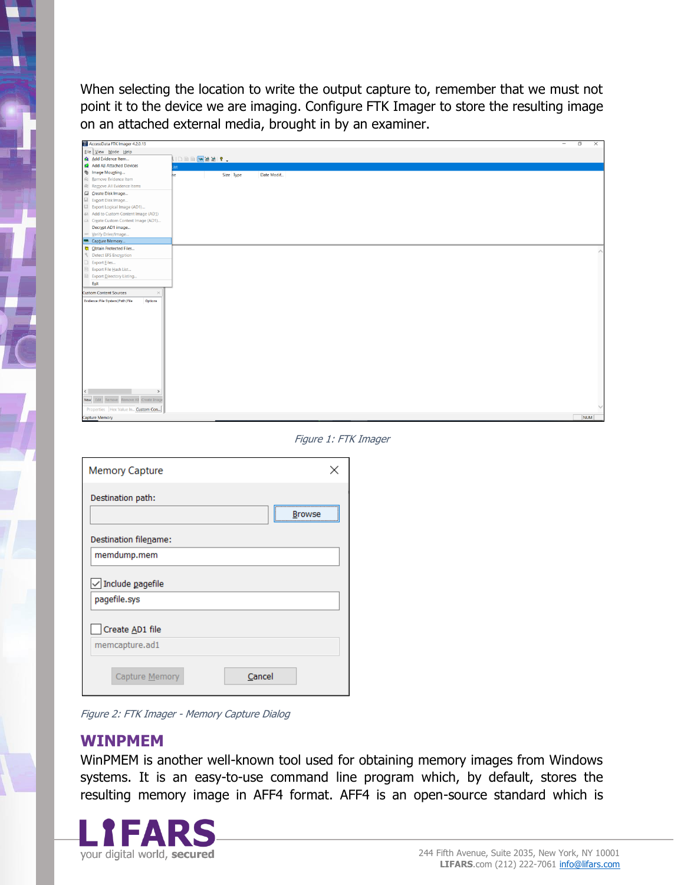When selecting the location to write the output capture to, remember that we must not point it to the device we are imaging. Configure FTK Imager to store the resulting image on an attached external media, brought in by an examiner.

*Figure 1: FTK Imager*

*Figure 2: FTK Imager - Memory Capture Dialog*

## WINPMEM

WinPMEM is another well-known tool used for obtaining memory images from Windows systems. It is an easy-to-use command line program which, by default, stores the resulting memory image in AFF4 format. AFF4 is an open-source standard which is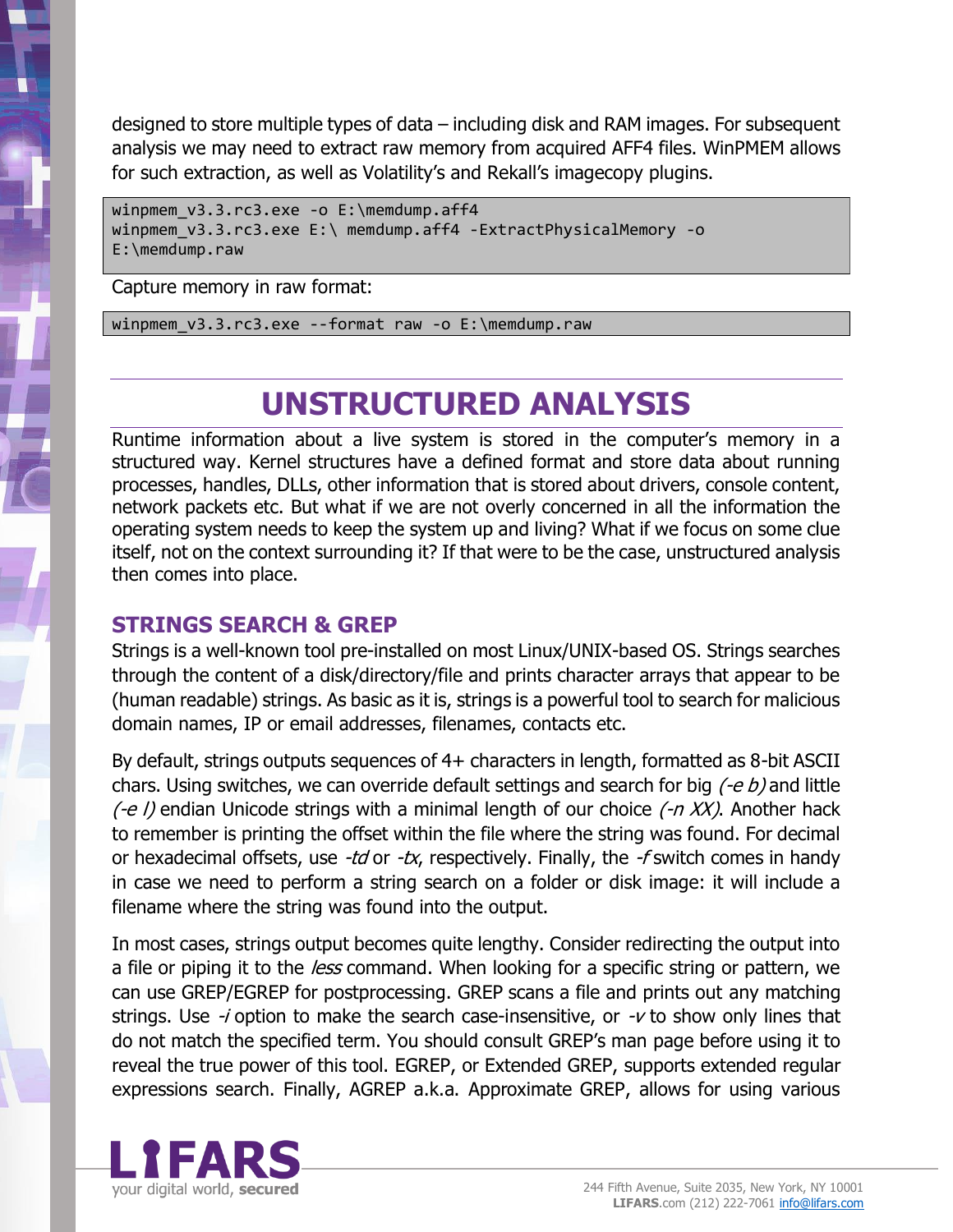designed to store multiple types of data – including disk and RAM images. For subsequent analysis we may need to extract raw memory from acquired AFF4 files. WinPMEM allows for such extraction, as well as Volatility's and Rekall's imagecopy plugins.

```
winpmem_v3.3.rc3.exe -o E:\memdump.aff4
winpmem_v3.3.rc3.exe E:\ memdump.aff4 -ExtractPhysicalMemory -o
E:\memdump.raw
```

Capture memory in raw format:

```
winpmem_v3.3.rc3.exe --format raw -o E:\memdump.raw
```

# UNSTRUCTURED ANALYSIS

Runtime information about a live system is stored in the computer's memory in a structured way. Kernel structures have a defined format and store data about running processes, handles, DLLs, other information that is stored about drivers, console content, network packets etc. But what if we are not overly concerned in all the information the operating system needs to keep the system up and living? What if we focus on some clue itself, not on the context surrounding it? If that were to be the case, unstructured analysis then comes into place.

## STRINGS SEARCH & GREP

Strings is a well-known tool pre-installed on most Linux/UNIX-based OS. Strings searches through the content of a disk/directory/file and prints character arrays that appear to be (human readable) strings. As basic as it is, strings is a powerful tool to search for malicious domain names, IP or email addresses, filenames, contacts etc.

By default, strings outputs sequences of 4+ characters in length, formatted as 8-bit ASCII chars. Using switches, we can override default settings and search for big *(-e b)* and little *(-e l)* endian Unicode strings with a minimal length of our choice *(-n XX)*. Another hack to remember is printing the offset within the file where the string was found. For decimal or hexadecimal offsets, use *-td* or *-tx*, respectively. Finally, the *-f* switch comes in handy in case we need to perform a string search on a folder or disk image: it will include a filename where the string was found into the output.

In most cases, strings output becomes quite lengthy. Consider redirecting the output into a file or piping it to the *less* command. When looking for a specific string or pattern, we can use GREP/EGREP for postprocessing. GREP scans a file and prints out any matching strings. Use *-i* option to make the search case-insensitive, or *-v* to show only lines that do not match the specified term. You should consult GREP's man page before using it to reveal the true power of this tool. EGREP, or Extended GREP, supports extended regular expressions search. Finally, AGREP a.k.a. Approximate GREP, allows for using various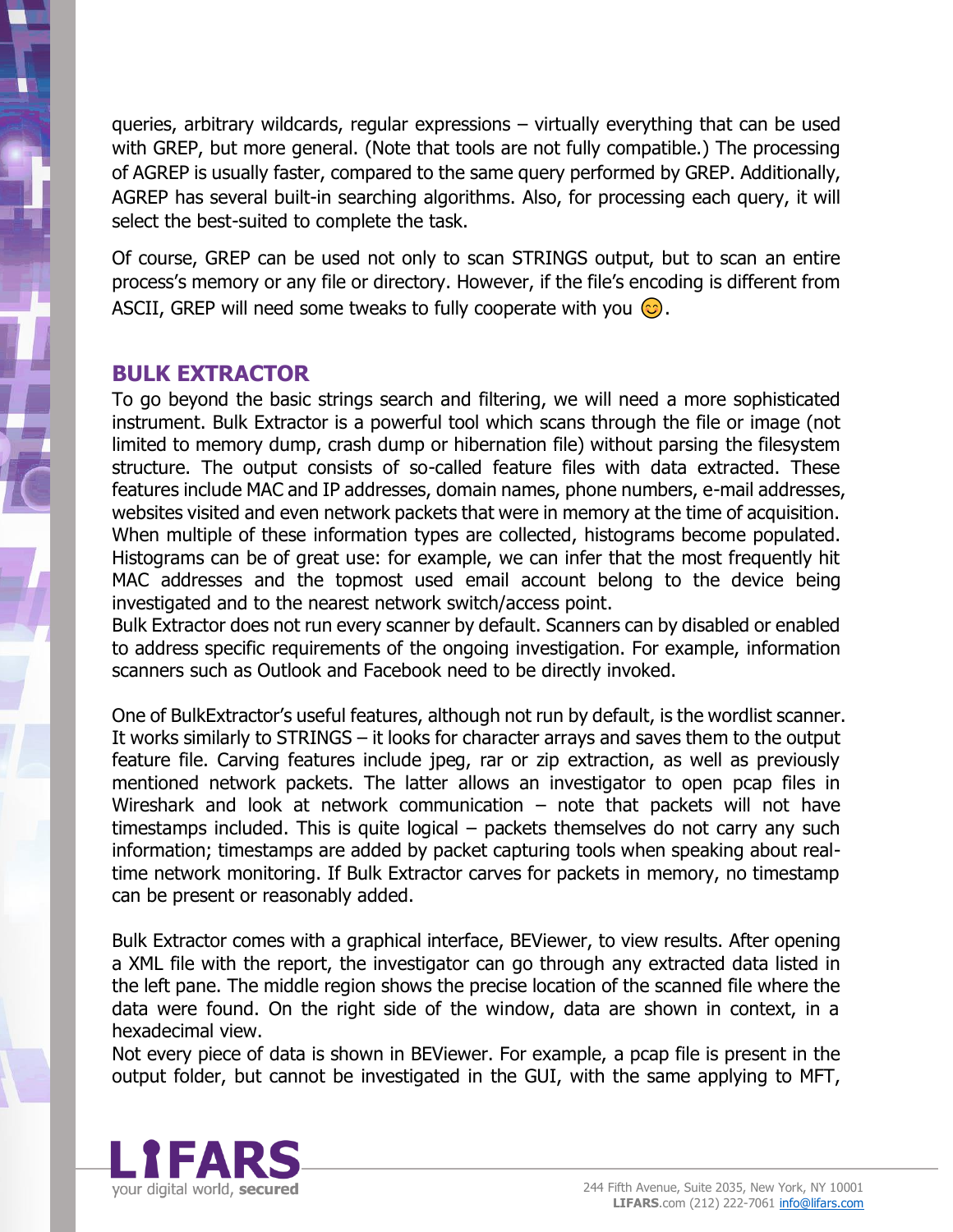queries, arbitrary wildcards, regular expressions – virtually everything that can be used with GREP, but more general. (Note that tools are not fully compatible.) The processing of AGREP is usually faster, compared to the same query performed by GREP. Additionally, AGREP has several built-in searching algorithms. Also, for processing each query, it will select the best-suited to complete the task.

Of course, GREP can be used not only to scan STRINGS output, but to scan an entire process's memory or any file or directory. However, if the file's encoding is different from ASCII, GREP will need some tweaks to fully cooperate with you 😊.

## BULK EXTRACTOR

To go beyond the basic strings search and filtering, we will need a more sophisticated instrument. Bulk Extractor is a powerful tool which scans through the file or image (not limited to memory dump, crash dump or hibernation file) without parsing the filesystem structure. The output consists of so-called feature files with data extracted. These features include MAC and IP addresses, domain names, phone numbers, e-mail addresses, websites visited and even network packets that were in memory at the time of acquisition. When multiple of these information types are collected, histograms become populated. Histograms can be of great use: for example, we can infer that the most frequently hit MAC addresses and the topmost used email account belong to the device being investigated and to the nearest network switch/access point.
Bulk Extractor does not run every scanner by default. Scanners can by disabled or enabled to address specific requirements of the ongoing investigation. For example, information scanners such as Outlook and Facebook need to be directly invoked.

One of BulkExtractor's useful features, although not run by default, is the wordlist scanner. It works similarly to STRINGS – it looks for character arrays and saves them to the output feature file. Carving features include jpeg, rar or zip extraction, as well as previously mentioned network packets. The latter allows an investigator to open pcap files in Wireshark and look at network communication – note that packets will not have timestamps included. This is quite logical – packets themselves do not carry any such information; timestamps are added by packet capturing tools when speaking about real-time network monitoring. If Bulk Extractor carves for packets in memory, no timestamp can be present or reasonably added.

Bulk Extractor comes with a graphical interface, BEViewer, to view results. After opening a XML file with the report, the investigator can go through any extracted data listed in the left pane. The middle region shows the precise location of the scanned file where the data were found. On the right side of the window, data are shown in context, in a hexadecimal view.
Not every piece of data is shown in BEViewer. For example, a pcap file is present in the output folder, but cannot be investigated in the GUI, with the same applying to MFT,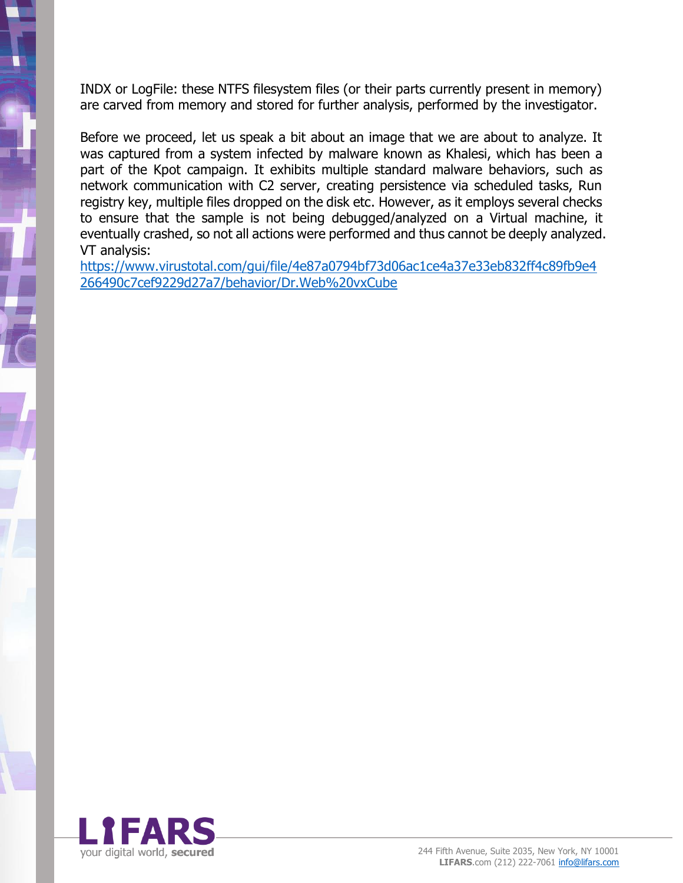INDX or LogFile: these NTFS filesystem files (or their parts currently present in memory) are carved from memory and stored for further analysis, performed by the investigator.

Before we proceed, let us speak a bit about an image that we are about to analyze. It was captured from a system infected by malware known as Khalesi, which has been a part of the Kpot campaign. It exhibits multiple standard malware behaviors, such as network communication with C2 server, creating persistence via scheduled tasks, Run registry key, multiple files dropped on the disk etc. However, as it employs several checks to ensure that the sample is not being debugged/analyzed on a Virtual machine, it eventually crashed, so not all actions were performed and thus cannot be deeply analyzed.
VT analysis:
https://www.virustotal.com/gui/file/4e87a0794bf73d06ac1ce4a37e33eb832ff4c89fb9e4266490c7cef9229d27a7/behavior/Dr.Web%20vxCube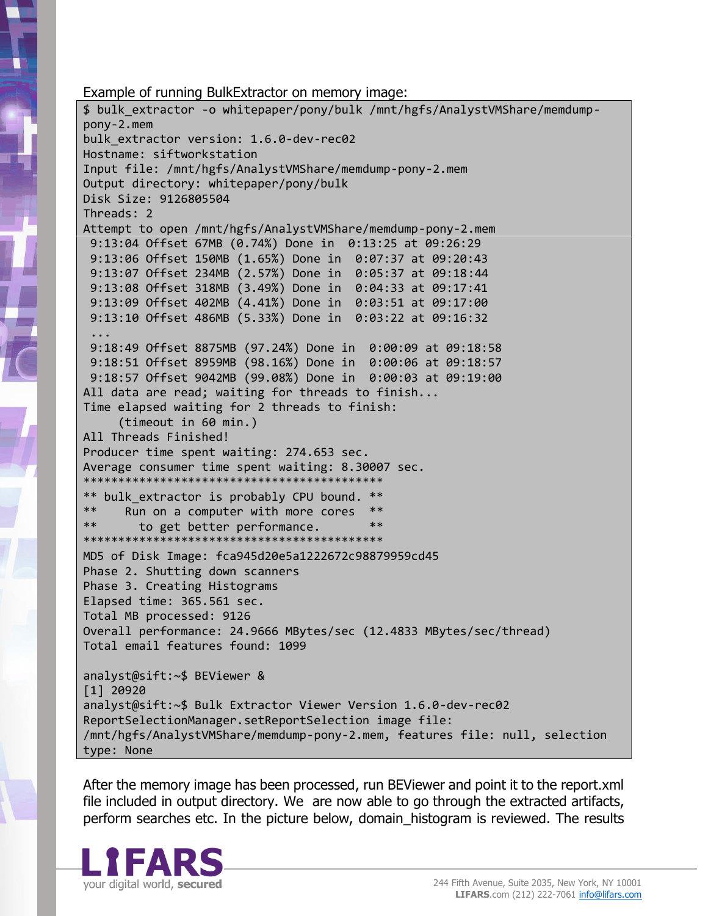Example of running BulkExtractor on memory image:

```
$ bulk_extractor -o whitepaper/pony/bulk /mnt/hgfs/AnalystVMShare/memdump-
pony-2.mem
bulk_extractor version: 1.6.0-dev-rec02
Hostname: siftworkstation
Input file: /mnt/hgfs/AnalystVMShare/memdump-pony-2.mem
Output directory: whitepaper/pony/bulk
Disk Size: 9126805504
Threads: 2
Attempt to open /mnt/hgfs/AnalystVMShare/memdump-pony-2.mem
 9:13:04 Offset 67MB (0.74%) Done in  0:13:25 at 09:26:29
 9:13:06 Offset 150MB (1.65%) Done in  0:07:37 at 09:20:43
 9:13:07 Offset 234MB (2.57%) Done in  0:05:37 at 09:18:44
 9:13:08 Offset 318MB (3.49%) Done in  0:04:33 at 09:17:41
 9:13:09 Offset 402MB (4.41%) Done in  0:03:51 at 09:17:00
 9:13:10 Offset 486MB (5.33%) Done in  0:03:22 at 09:16:32
 ...
 9:18:49 Offset 8875MB (97.24%) Done in  0:00:09 at 09:18:58
 9:18:51 Offset 8959MB (98.16%) Done in  0:00:06 at 09:18:57
 9:18:57 Offset 9042MB (99.08%) Done in  0:00:03 at 09:19:00
All data are read; waiting for threads to finish...
Time elapsed waiting for 2 threads to finish:
     (timeout in 60 min.)
All Threads Finished!
Producer time spent waiting: 274.653 sec.
Average consumer time spent waiting: 8.30007 sec.
*******************************************
** bulk_extractor is probably CPU bound. **
**    Run on a computer with more cores  **
**      to get better performance.       **
*******************************************
MD5 of Disk Image: fca945d20e5a1222672c98879959cd45
Phase 2. Shutting down scanners
Phase 3. Creating Histograms
Elapsed time: 365.561 sec.
Total MB processed: 9126
Overall performance: 24.9666 MBytes/sec (12.4833 MBytes/sec/thread)
Total email features found: 1099

analyst@sift:~$ BEViewer &
[1] 20920
analyst@sift:~$ Bulk Extractor Viewer Version 1.6.0-dev-rec02
ReportSelectionManager.setReportSelection image file:
/mnt/hgfs/AnalystVMShare/memdump-pony-2.mem, features file: null, selection
type: None
```

After the memory image has been processed, run BEViewer and point it to the report.xml file included in output directory. We are now able to go through the extracted artifacts, perform searches etc. In the picture below, domain_histogram is reviewed. The results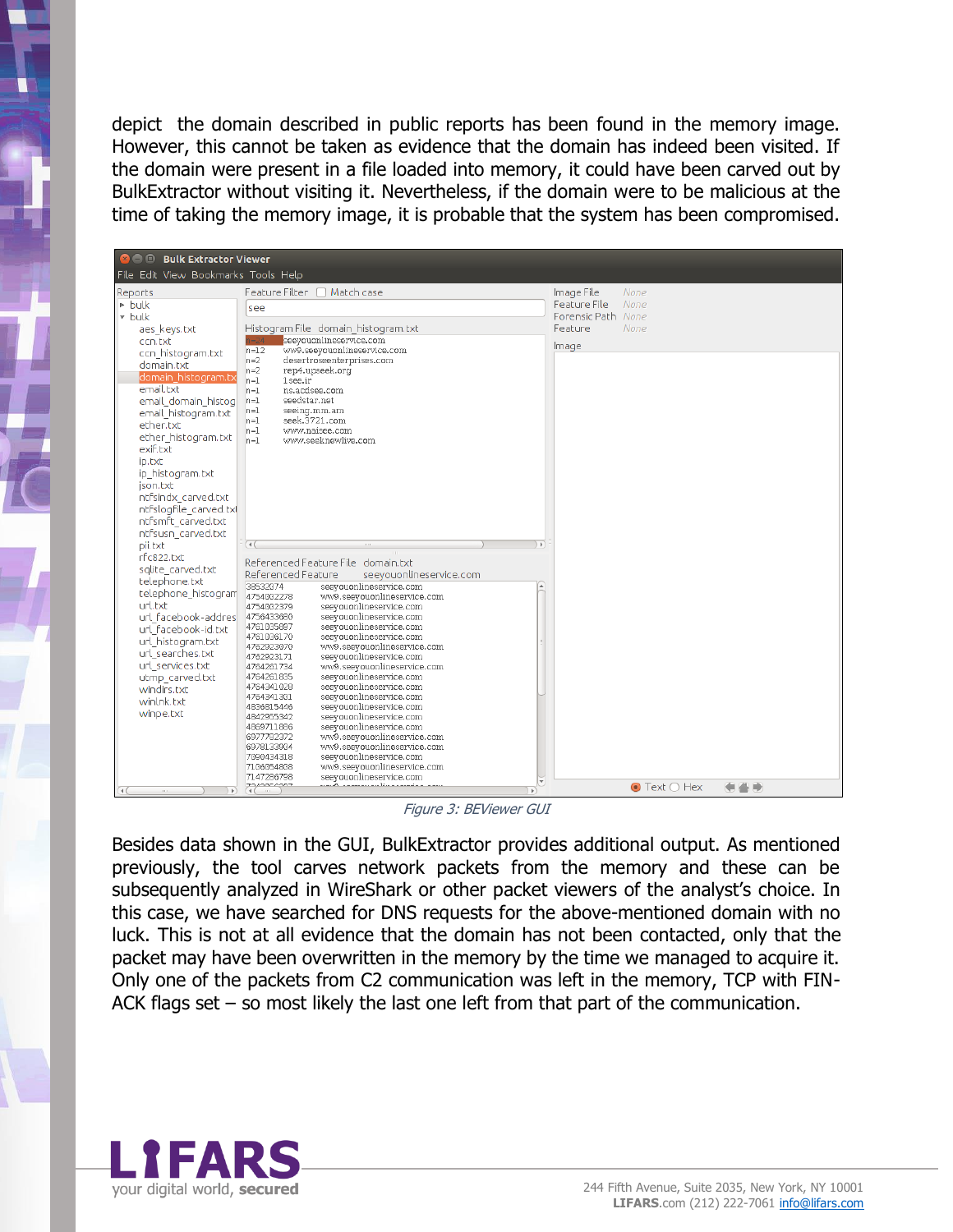depict the domain described in public reports has been found in the memory image. However, this cannot be taken as evidence that the domain has indeed been visited. If the domain were present in a file loaded into memory, it could have been carved out by BulkExtractor without visiting it. Nevertheless, if the domain were to be malicious at the time of taking the memory image, it is probable that the system has been compromised.

*Figure 3: BEViewer GUI*

Besides data shown in the GUI, BulkExtractor provides additional output. As mentioned previously, the tool carves network packets from the memory and these can be subsequently analyzed in WireShark or other packet viewers of the analyst's choice. In this case, we have searched for DNS requests for the above-mentioned domain with no luck. This is not at all evidence that the domain has not been contacted, only that the packet may have been overwritten in the memory by the time we managed to acquire it. Only one of the packets from C2 communication was left in the memory, TCP with FIN-ACK flags set – so most likely the last one left from that part of the communication.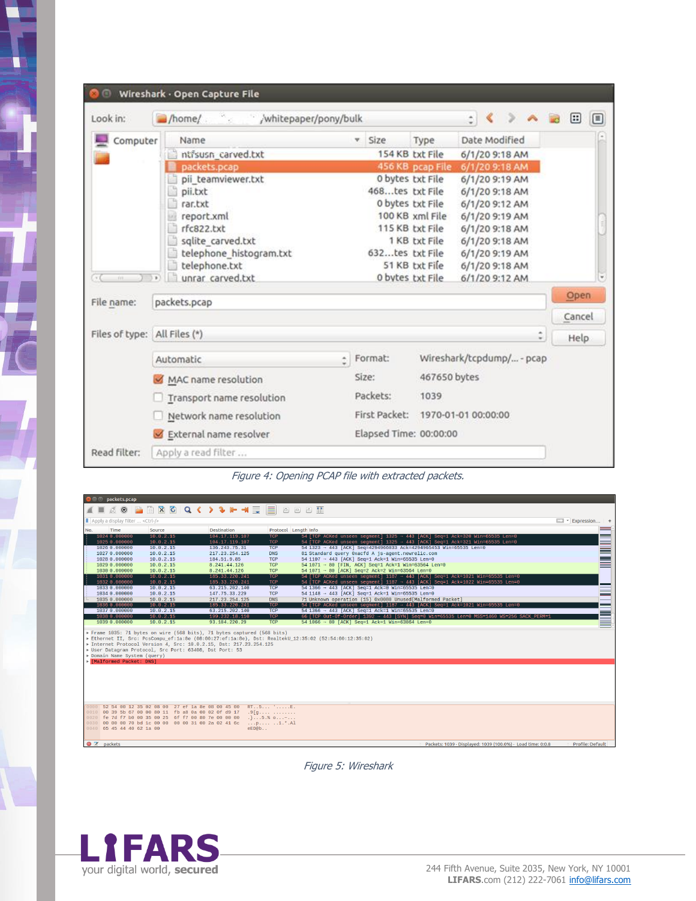Figure 4: Opening PCAP file with extracted packets.

Figure 5: Wireshark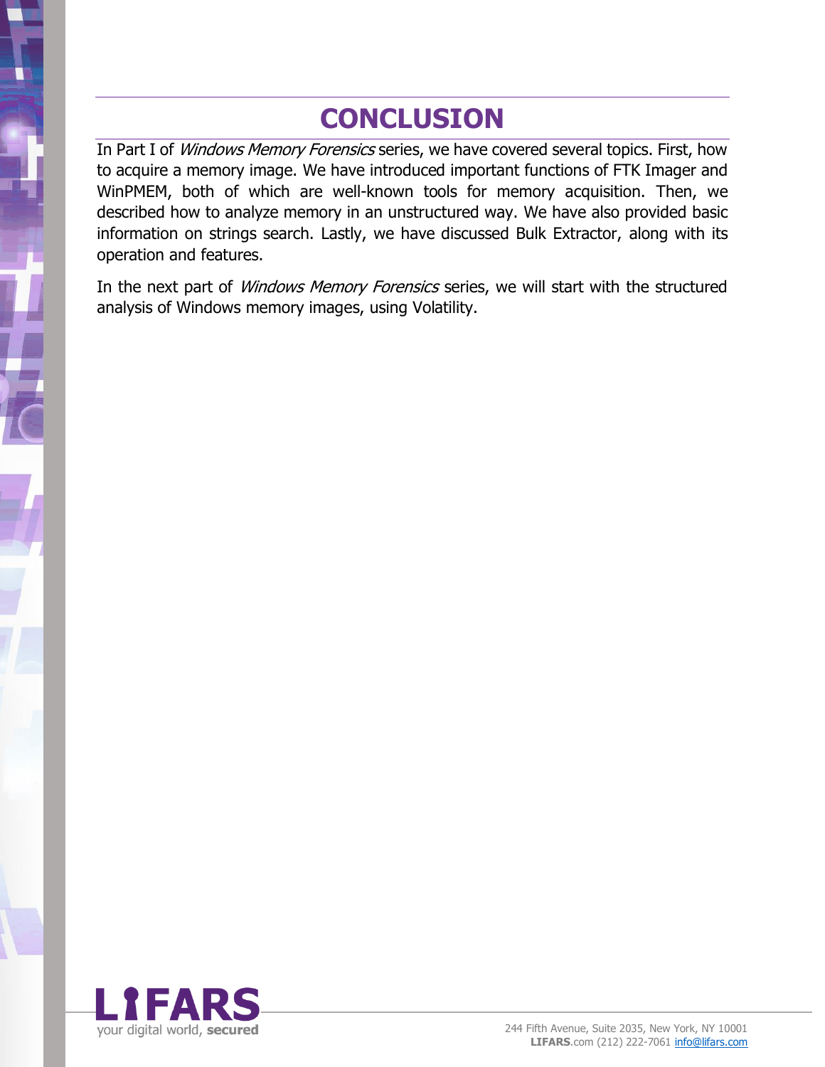# CONCLUSION

In Part I of *Windows Memory Forensics* series, we have covered several topics. First, how to acquire a memory image. We have introduced important functions of FTK Imager and WinPMEM, both of which are well-known tools for memory acquisition. Then, we described how to analyze memory in an unstructured way. We have also provided basic information on strings search. Lastly, we have discussed Bulk Extractor, along with its operation and features.

In the next part of *Windows Memory Forensics* series, we will start with the structured analysis of Windows memory images, using Volatility.